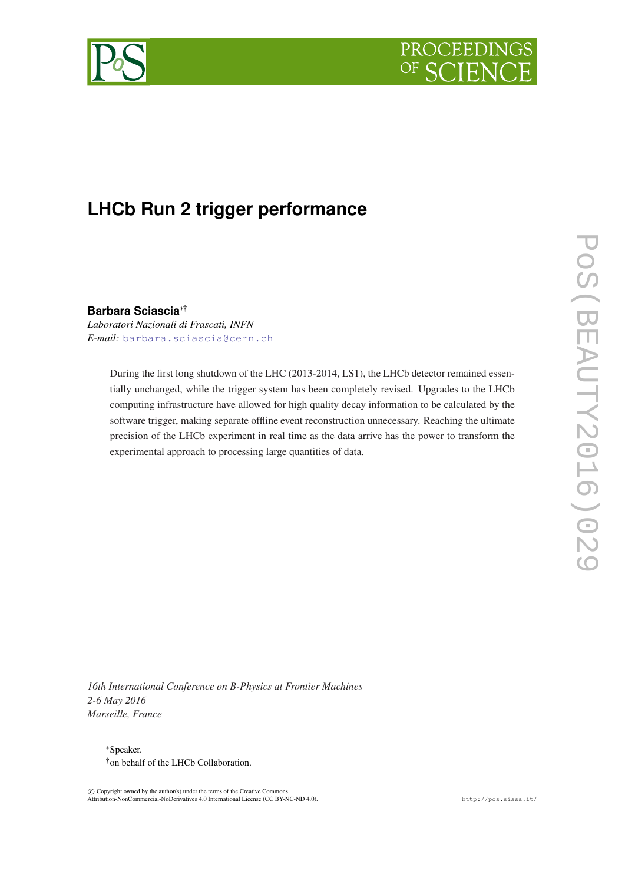# LHCb Run 2 trigger performance

**Barbara Sciascia**[∗†]

*Laboratori Nazionali di Frascati, INFN*

*E-mail:* barbara.sciascia@cern.ch

During the first long shutdown of the LHC (2013-2014, LS1), the LHCb detector remained essentially unchanged, while the trigger system has been completely revised. Upgrades to the LHCb computing infrastructure have allowed for high quality decay information to be calculated by the software trigger, making separate offline event reconstruction unnecessary. Reaching the ultimate precision of the LHCb experiment in real time as the data arrive has the power to transform the experimental approach to processing large quantities of data.

*16th International Conference on B-Physics at Frontier Machines*
*2-6 May 2016*
*Marseille, France*

[∗]Speaker.
[†]on behalf of the LHCb Collaboration.

© Copyright owned by the author(s) under the terms of the Creative Commons Attribution-NonCommercial-NoDerivatives 4.0 International License (CC BY-NC-ND 4.0).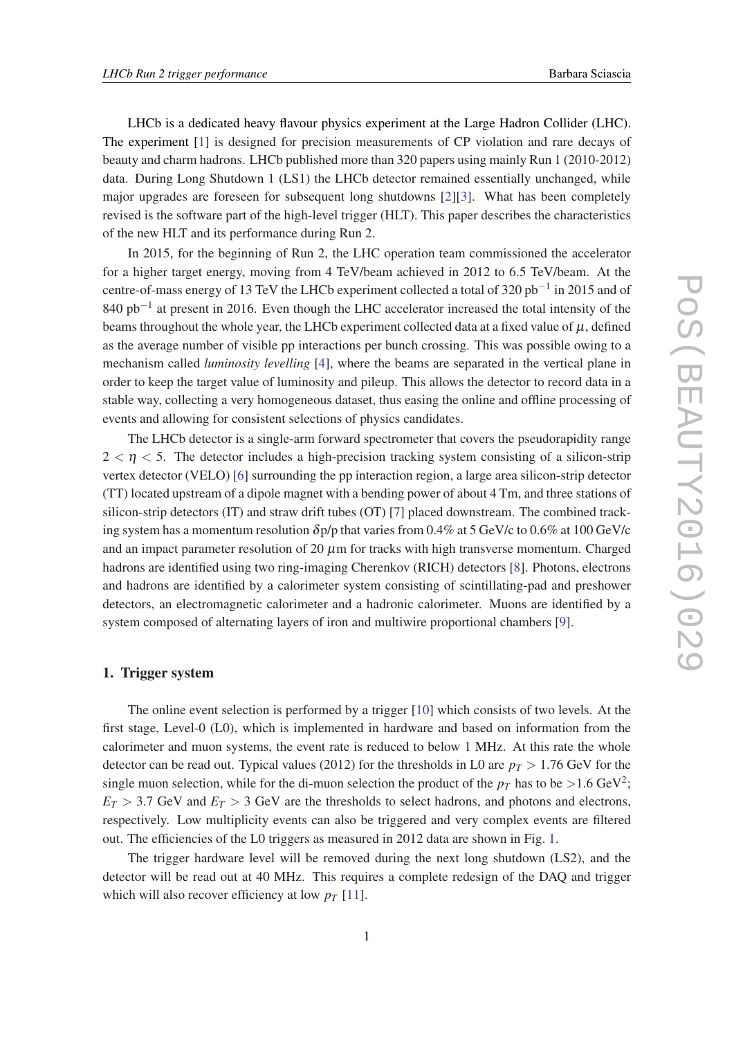LHCb is a dedicated heavy flavour physics experiment at the Large Hadron Collider (LHC). The experiment [1] is designed for precision measurements of CP violation and rare decays of beauty and charm hadrons. LHCb published more than 320 papers using mainly Run 1 (2010-2012) data. During Long Shutdown 1 (LS1) the LHCb detector remained essentially unchanged, while major upgrades are foreseen for subsequent long shutdowns [2][3]. What has been completely revised is the software part of the high-level trigger (HLT). This paper describes the characteristics of the new HLT and its performance during Run 2.

In 2015, for the beginning of Run 2, the LHC operation team commissioned the accelerator for a higher target energy, moving from 4 TeV/beam achieved in 2012 to 6.5 TeV/beam. At the centre-of-mass energy of 13 TeV the LHCb experiment collected a total of 320 $\text{pb}^{-1}$ in 2015 and of 840 $\text{pb}^{-1}$ at present in 2016. Even though the LHC accelerator increased the total intensity of the beams throughout the whole year, the LHCb experiment collected data at a fixed value of $\mu$, defined as the average number of visible pp interactions per bunch crossing. This was possible owing to a mechanism called *luminosity levelling* [4], where the beams are separated in the vertical plane in order to keep the target value of luminosity and pileup. This allows the detector to record data in a stable way, collecting a very homogeneous dataset, thus easing the online and offline processing of events and allowing for consistent selections of physics candidates.

The LHCb detector is a single-arm forward spectrometer that covers the pseudorapidity range $2 < \eta < 5$. The detector includes a high-precision tracking system consisting of a silicon-strip vertex detector (VELO) [6] surrounding the pp interaction region, a large area silicon-strip detector (TT) located upstream of a dipole magnet with a bending power of about 4 Tm, and three stations of silicon-strip detectors (IT) and straw drift tubes (OT) [7] placed downstream. The combined tracking system has a momentum resolution $\delta$p/p that varies from 0.4% at 5 GeV/c to 0.6% at 100 GeV/c and an impact parameter resolution of 20 $\mu$m for tracks with high transverse momentum. Charged hadrons are identified using two ring-imaging Cherenkov (RICH) detectors [8]. Photons, electrons and hadrons are identified by a calorimeter system consisting of scintillating-pad and preshower detectors, an electromagnetic calorimeter and a hadronic calorimeter. Muons are identified by a system composed of alternating layers of iron and multiwire proportional chambers [9].

## 1. Trigger system

The online event selection is performed by a trigger [10] which consists of two levels. At the first stage, Level-0 (L0), which is implemented in hardware and based on information from the calorimeter and muon systems, the event rate is reduced to below 1 MHz. At this rate the whole detector can be read out. Typical values (2012) for the thresholds in L0 are $p_T > 1.76$ GeV for the single muon selection, while for the di-muon selection the product of the $p_T$ has to be $>1.6$ GeV$^2$; $E_T > 3.7$ GeV and $E_T > 3$ GeV are the thresholds to select hadrons, and photons and electrons, respectively. Low multiplicity events can also be triggered and very complex events are filtered out. The efficiencies of the L0 triggers as measured in 2012 data are shown in Fig. 1.

The trigger hardware level will be removed during the next long shutdown (LS2), and the detector will be read out at 40 MHz. This requires a complete redesign of the DAQ and trigger which will also recover efficiency at low $p_T$ [11].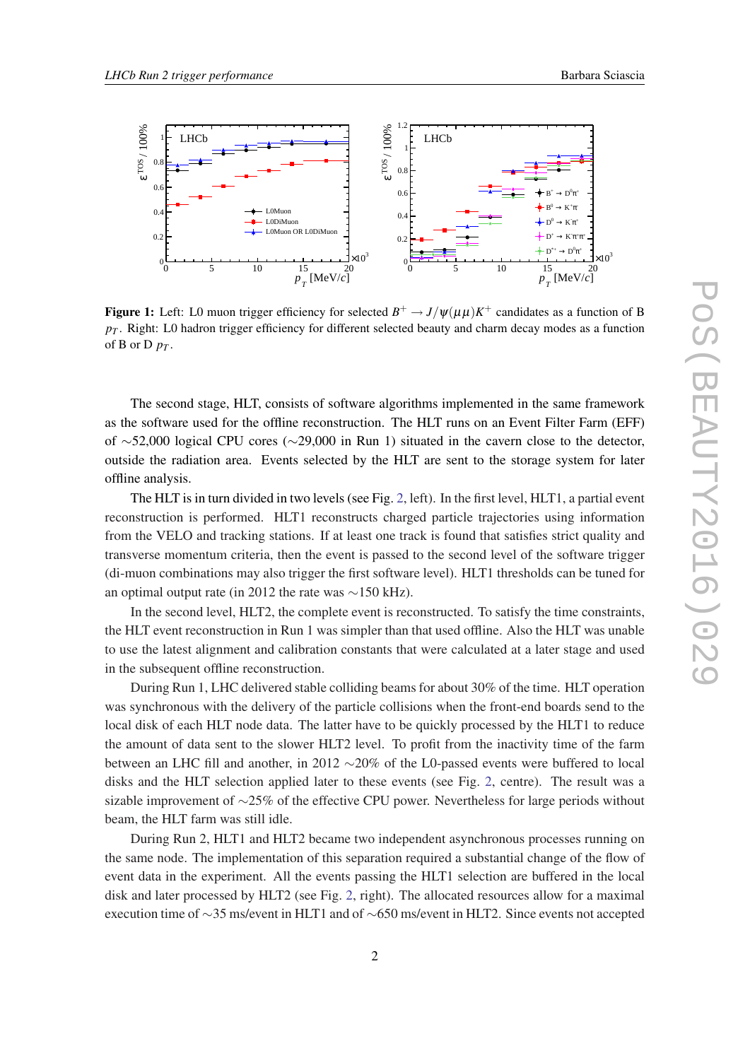**Figure 1:** Left: L0 muon trigger efficiency for selected $B^+ \to J/\psi(\mu\mu)K^+$ candidates as a function of B $p_T$. Right: L0 hadron trigger efficiency for different selected beauty and charm decay modes as a function of B or D $p_T$.

The second stage, HLT, consists of software algorithms implemented in the same framework as the software used for the offline reconstruction. The HLT runs on an Event Filter Farm (EFF) of ∼52,000 logical CPU cores (∼29,000 in Run 1) situated in the cavern close to the detector, outside the radiation area. Events selected by the HLT are sent to the storage system for later offline analysis.

The HLT is in turn divided in two levels (see Fig. 2, left). In the first level, HLT1, a partial event reconstruction is performed. HLT1 reconstructs charged particle trajectories using information from the VELO and tracking stations. If at least one track is found that satisfies strict quality and transverse momentum criteria, then the event is passed to the second level of the software trigger (di-muon combinations may also trigger the first software level). HLT1 thresholds can be tuned for an optimal output rate (in 2012 the rate was ∼150 kHz).

In the second level, HLT2, the complete event is reconstructed. To satisfy the time constraints, the HLT event reconstruction in Run 1 was simpler than that used offline. Also the HLT was unable to use the latest alignment and calibration constants that were calculated at a later stage and used in the subsequent offline reconstruction.

During Run 1, LHC delivered stable colliding beams for about 30% of the time. HLT operation was synchronous with the delivery of the particle collisions when the front-end boards send to the local disk of each HLT node data. The latter have to be quickly processed by the HLT1 to reduce the amount of data sent to the slower HLT2 level. To profit from the inactivity time of the farm between an LHC fill and another, in 2012 ∼20% of the L0-passed events were buffered to local disks and the HLT selection applied later to these events (see Fig. 2, centre). The result was a sizable improvement of ∼25% of the effective CPU power. Nevertheless for large periods without beam, the HLT farm was still idle.

During Run 2, HLT1 and HLT2 became two independent asynchronous processes running on the same node. The implementation of this separation required a substantial change of the flow of event data in the experiment. All the events passing the HLT1 selection are buffered in the local disk and later processed by HLT2 (see Fig. 2, right). The allocated resources allow for a maximal execution time of ∼35 ms/event in HLT1 and of ∼650 ms/event in HLT2. Since events not accepted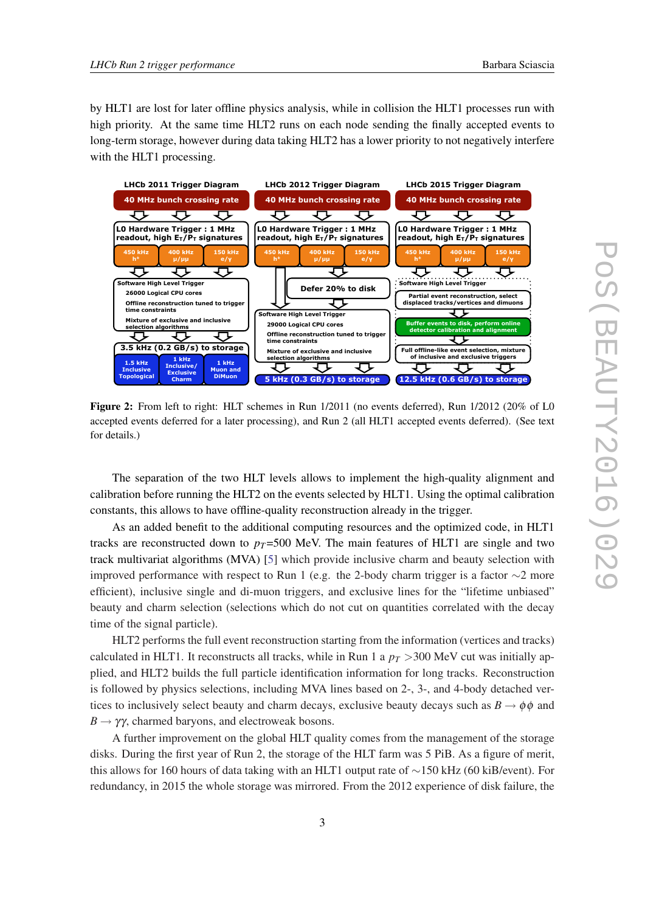by HLT1 are lost for later offline physics analysis, while in collision the HLT1 processes run with high priority. At the same time HLT2 runs on each node sending the finally accepted events to long-term storage, however during data taking HLT2 has a lower priority to not negatively interfere with the HLT1 processing.

**Figure 2:** From left to right: HLT schemes in Run 1/2011 (no events deferred), Run 1/2012 (20% of L0 accepted events deferred for a later processing), and Run 2 (all HLT1 accepted events deferred). (See text for details.)

The separation of the two HLT levels allows to implement the high-quality alignment and calibration before running the HLT2 on the events selected by HLT1. Using the optimal calibration constants, this allows to have offline-quality reconstruction already in the trigger.

As an added benefit to the additional computing resources and the optimized code, in HLT1 tracks are reconstructed down to $p_T$=500 MeV. The main features of HLT1 are single and two track multivariat algorithms (MVA) [5] which provide inclusive charm and beauty selection with improved performance with respect to Run 1 (e.g. the 2-body charm trigger is a factor $\sim$2 more efficient), inclusive single and di-muon triggers, and exclusive lines for the "lifetime unbiased" beauty and charm selection (selections which do not cut on quantities correlated with the decay time of the signal particle).

HLT2 performs the full event reconstruction starting from the information (vertices and tracks) calculated in HLT1. It reconstructs all tracks, while in Run 1 a $p_T$ >300 MeV cut was initially applied, and HLT2 builds the full particle identification information for long tracks. Reconstruction is followed by physics selections, including MVA lines based on 2-, 3-, and 4-body detached vertices to inclusively select beauty and charm decays, exclusive beauty decays such as $B \to \phi\phi$ and $B \to \gamma\gamma$, charmed baryons, and electroweak bosons.

A further improvement on the global HLT quality comes from the management of the storage disks. During the first year of Run 2, the storage of the HLT farm was 5 PiB. As a figure of merit, this allows for 160 hours of data taking with an HLT1 output rate of $\sim$150 kHz (60 kiB/event). For redundancy, in 2015 the whole storage was mirrored. From the 2012 experience of disk failure, the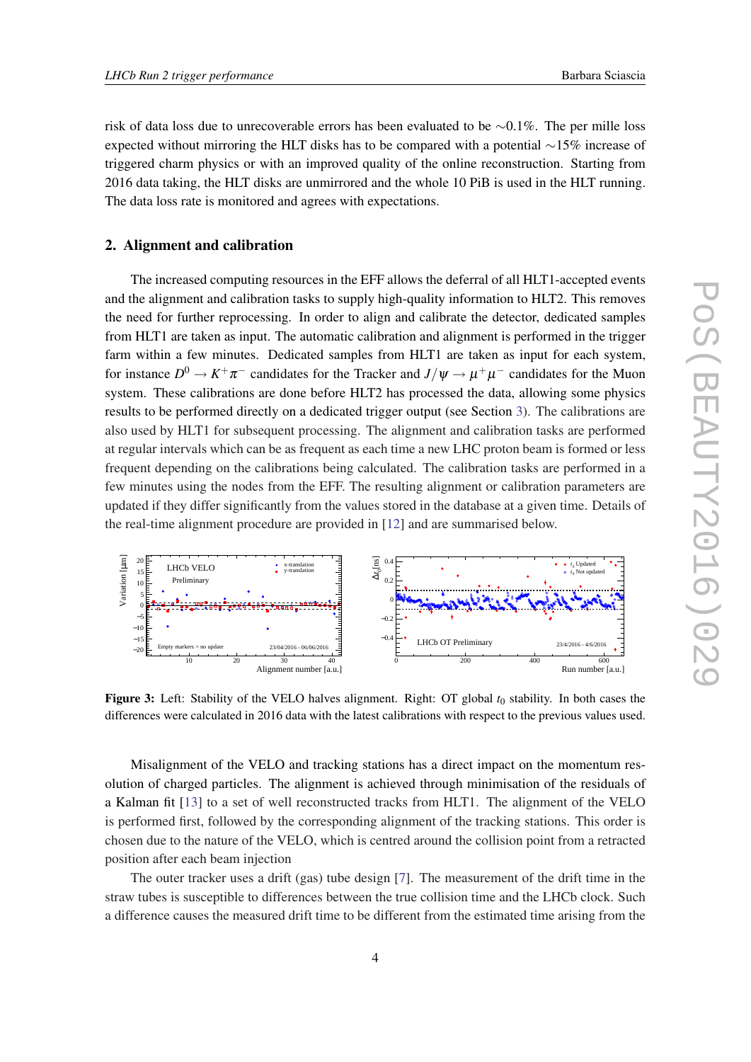risk of data loss due to unrecoverable errors has been evaluated to be ∼0.1%. The per mille loss expected without mirroring the HLT disks has to be compared with a potential ∼15% increase of triggered charm physics or with an improved quality of the online reconstruction. Starting from 2016 data taking, the HLT disks are unmirrored and the whole 10 PiB is used in the HLT running. The data loss rate is monitored and agrees with expectations.

## 2. Alignment and calibration

The increased computing resources in the EFF allows the deferral of all HLT1-accepted events and the alignment and calibration tasks to supply high-quality information to HLT2. This removes the need for further reprocessing. In order to align and calibrate the detector, dedicated samples from HLT1 are taken as input. The automatic calibration and alignment is performed in the trigger farm within a few minutes. Dedicated samples from HLT1 are taken as input for each system, for instance $D^0 \to K^+\pi^-$ candidates for the Tracker and $J/\psi \to \mu^+\mu^-$ candidates for the Muon system. These calibrations are done before HLT2 has processed the data, allowing some physics results to be performed directly on a dedicated trigger output (see Section 3). The calibrations are also used by HLT1 for subsequent processing. The alignment and calibration tasks are performed at regular intervals which can be as frequent as each time a new LHC proton beam is formed or less frequent depending on the calibrations being calculated. The calibration tasks are performed in a few minutes using the nodes from the EFF. The resulting alignment or calibration parameters are updated if they differ significantly from the values stored in the database at a given time. Details of the real-time alignment procedure are provided in [12] and are summarised below.

**Figure 3:** Left: Stability of the VELO halves alignment. Right: OT global $t_0$ stability. In both cases the differences were calculated in 2016 data with the latest calibrations with respect to the previous values used.

Misalignment of the VELO and tracking stations has a direct impact on the momentum resolution of charged particles. The alignment is achieved through minimisation of the residuals of a Kalman fit [13] to a set of well reconstructed tracks from HLT1. The alignment of the VELO is performed first, followed by the corresponding alignment of the tracking stations. This order is chosen due to the nature of the VELO, which is centred around the collision point from a retracted position after each beam injection

The outer tracker uses a drift (gas) tube design [7]. The measurement of the drift time in the straw tubes is susceptible to differences between the true collision time and the LHCb clock. Such a difference causes the measured drift time to be different from the estimated time arising from the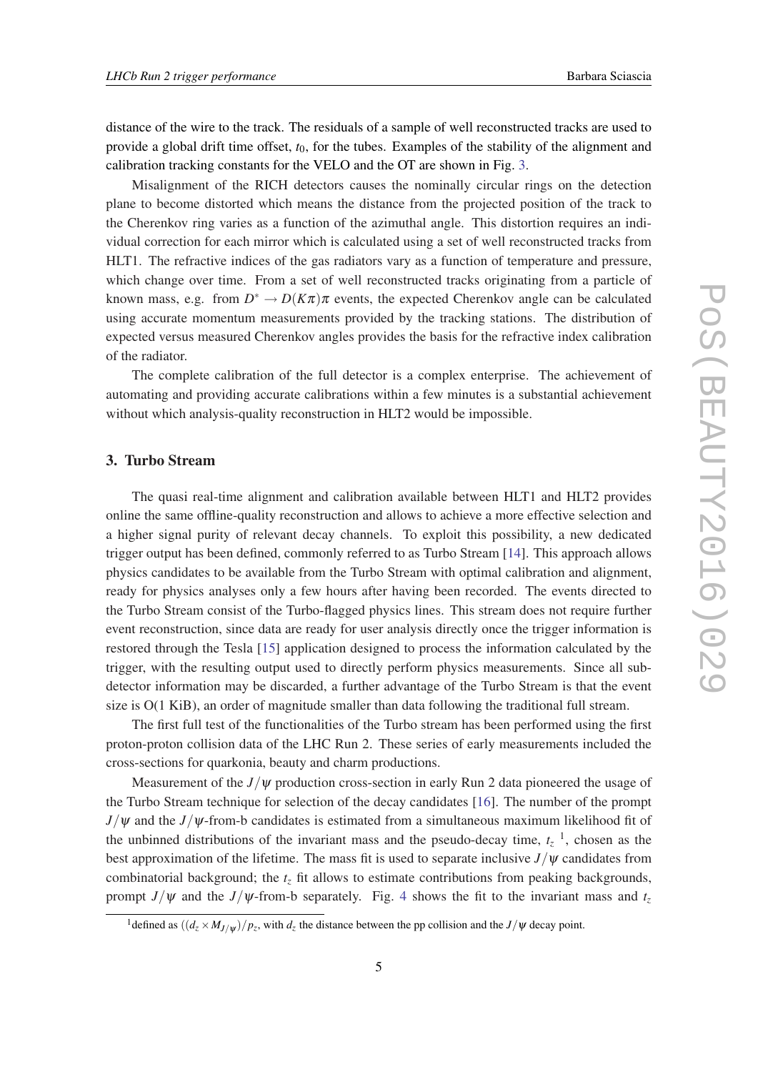distance of the wire to the track. The residuals of a sample of well reconstructed tracks are used to provide a global drift time offset, $t_0$, for the tubes. Examples of the stability of the alignment and calibration tracking constants for the VELO and the OT are shown in Fig. 3.

Misalignment of the RICH detectors causes the nominally circular rings on the detection plane to become distorted which means the distance from the projected position of the track to the Cherenkov ring varies as a function of the azimuthal angle. This distortion requires an individual correction for each mirror which is calculated using a set of well reconstructed tracks from HLT1. The refractive indices of the gas radiators vary as a function of temperature and pressure, which change over time. From a set of well reconstructed tracks originating from a particle of known mass, e.g. from $D^* \to D(K\pi)\pi$ events, the expected Cherenkov angle can be calculated using accurate momentum measurements provided by the tracking stations. The distribution of expected versus measured Cherenkov angles provides the basis for the refractive index calibration of the radiator.

The complete calibration of the full detector is a complex enterprise. The achievement of automating and providing accurate calibrations within a few minutes is a substantial achievement without which analysis-quality reconstruction in HLT2 would be impossible.

## 3. Turbo Stream

The quasi real-time alignment and calibration available between HLT1 and HLT2 provides online the same offline-quality reconstruction and allows to achieve a more effective selection and a higher signal purity of relevant decay channels. To exploit this possibility, a new dedicated trigger output has been defined, commonly referred to as Turbo Stream [14]. This approach allows physics candidates to be available from the Turbo Stream with optimal calibration and alignment, ready for physics analyses only a few hours after having been recorded. The events directed to the Turbo Stream consist of the Turbo-flagged physics lines. This stream does not require further event reconstruction, since data are ready for user analysis directly once the trigger information is restored through the Tesla [15] application designed to process the information calculated by the trigger, with the resulting output used to directly perform physics measurements. Since all sub-detector information may be discarded, a further advantage of the Turbo Stream is that the event size is O(1 KiB), an order of magnitude smaller than data following the traditional full stream.

The first full test of the functionalities of the Turbo stream has been performed using the first proton-proton collision data of the LHC Run 2. These series of early measurements included the cross-sections for quarkonia, beauty and charm productions.

Measurement of the $J/\psi$ production cross-section in early Run 2 data pioneered the usage of the Turbo Stream technique for selection of the decay candidates [16]. The number of the prompt $J/\psi$ and the $J/\psi$-from-b candidates is estimated from a simultaneous maximum likelihood fit of the unbinned distributions of the invariant mass and the pseudo-decay time, $t_z$ [1], chosen as the best approximation of the lifetime. The mass fit is used to separate inclusive $J/\psi$ candidates from combinatorial background; the $t_z$ fit allows to estimate contributions from peaking backgrounds, prompt $J/\psi$ and the $J/\psi$-from-b separately. Fig. 4 shows the fit to the invariant mass and $t_z$

[1] defined as $((d_z \times M_{J/\psi})/p_z$, with $d_z$ the distance between the pp collision and the $J/\psi$ decay point.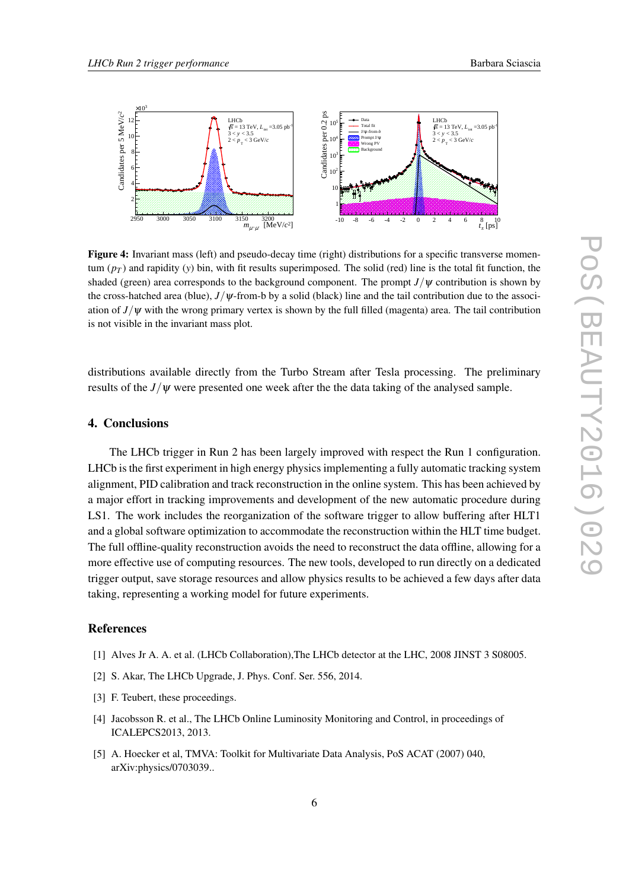**Figure 4:** Invariant mass (left) and pseudo-decay time (right) distributions for a specific transverse momentum ($p_T$) and rapidity ($y$) bin, with fit results superimposed. The solid (red) line is the total fit function, the shaded (green) area corresponds to the background component. The prompt $J/\psi$ contribution is shown by the cross-hatched area (blue), $J/\psi$-from-b by a solid (black) line and the tail contribution due to the association of $J/\psi$ with the wrong primary vertex is shown by the full filled (magenta) area. The tail contribution is not visible in the invariant mass plot.

distributions available directly from the Turbo Stream after Tesla processing. The preliminary results of the $J/\psi$ were presented one week after the the data taking of the analysed sample.

## 4. Conclusions

The LHCb trigger in Run 2 has been largely improved with respect the Run 1 configuration. LHCb is the first experiment in high energy physics implementing a fully automatic tracking system alignment, PID calibration and track reconstruction in the online system. This has been achieved by a major effort in tracking improvements and development of the new automatic procedure during LS1. The work includes the reorganization of the software trigger to allow buffering after HLT1 and a global software optimization to accommodate the reconstruction within the HLT time budget. The full offline-quality reconstruction avoids the need to reconstruct the data offline, allowing for a more effective use of computing resources. The new tools, developed to run directly on a dedicated trigger output, save storage resources and allow physics results to be achieved a few days after data taking, representing a working model for future experiments.

## References

[1] Alves Jr A. A. et al. (LHCb Collaboration),The LHCb detector at the LHC, 2008 JINST 3 S08005.

[2] S. Akar, The LHCb Upgrade, J. Phys. Conf. Ser. 556, 2014.

[3] F. Teubert, these proceedings.

[4] Jacobsson R. et al., The LHCb Online Luminosity Monitoring and Control, in proceedings of ICALEPCS2013, 2013.

[5] A. Hoecker et al, TMVA: Toolkit for Multivariate Data Analysis, PoS ACAT (2007) 040, arXiv:physics/0703039..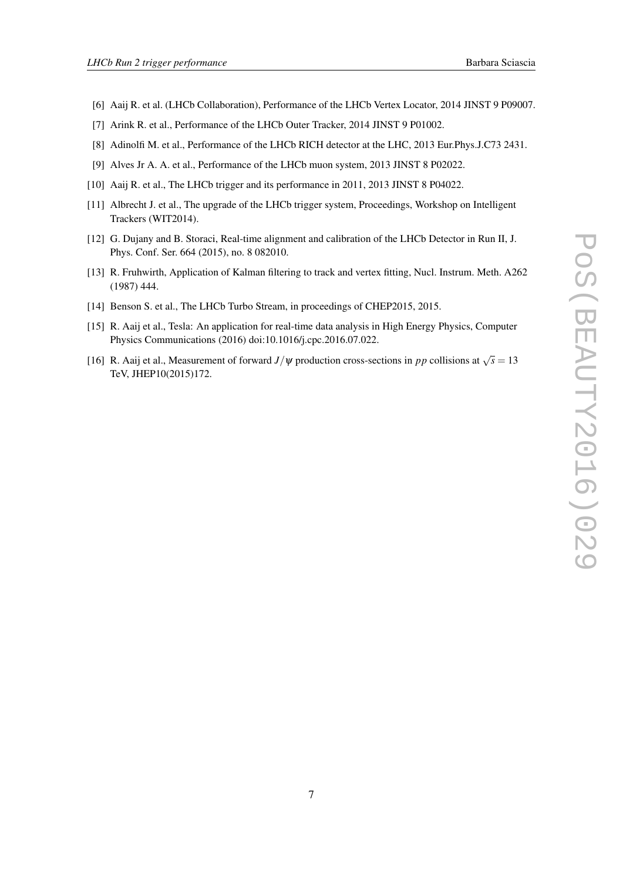[6] Aaij R. et al. (LHCb Collaboration), Performance of the LHCb Vertex Locator, 2014 JINST 9 P09007.

[7] Arink R. et al., Performance of the LHCb Outer Tracker, 2014 JINST 9 P01002.

[8] Adinolfi M. et al., Performance of the LHCb RICH detector at the LHC, 2013 Eur.Phys.J.C73 2431.

[9] Alves Jr A. A. et al., Performance of the LHCb muon system, 2013 JINST 8 P02022.

[10] Aaij R. et al., The LHCb trigger and its performance in 2011, 2013 JINST 8 P04022.

[11] Albrecht J. et al., The upgrade of the LHCb trigger system, Proceedings, Workshop on Intelligent Trackers (WIT2014).

[12] G. Dujany and B. Storaci, Real-time alignment and calibration of the LHCb Detector in Run II, J. Phys. Conf. Ser. 664 (2015), no. 8 082010.

[13] R. Fruhwirth, Application of Kalman filtering to track and vertex fitting, Nucl. Instrum. Meth. A262 (1987) 444.

[14] Benson S. et al., The LHCb Turbo Stream, in proceedings of CHEP2015, 2015.

[15] R. Aaij et al., Tesla: An application for real-time data analysis in High Energy Physics, Computer Physics Communications (2016) doi:10.1016/j.cpc.2016.07.022.

[16] R. Aaij et al., Measurement of forward $J/\psi$ production cross-sections in $pp$ collisions at $\sqrt{s} = 13$ TeV, JHEP10(2015)172.